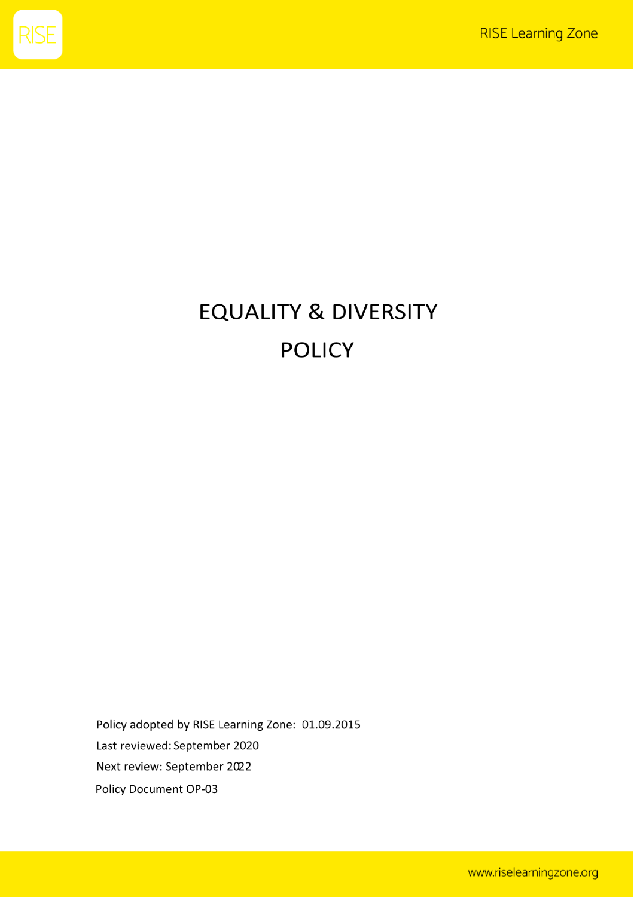# EQUALITY & DIVERSITY POLICY

Policy adopted by RISE Learning Zone: 01.09.2015

Last reviewed: September 2020

Next review: September 2022

Policy Document OP-03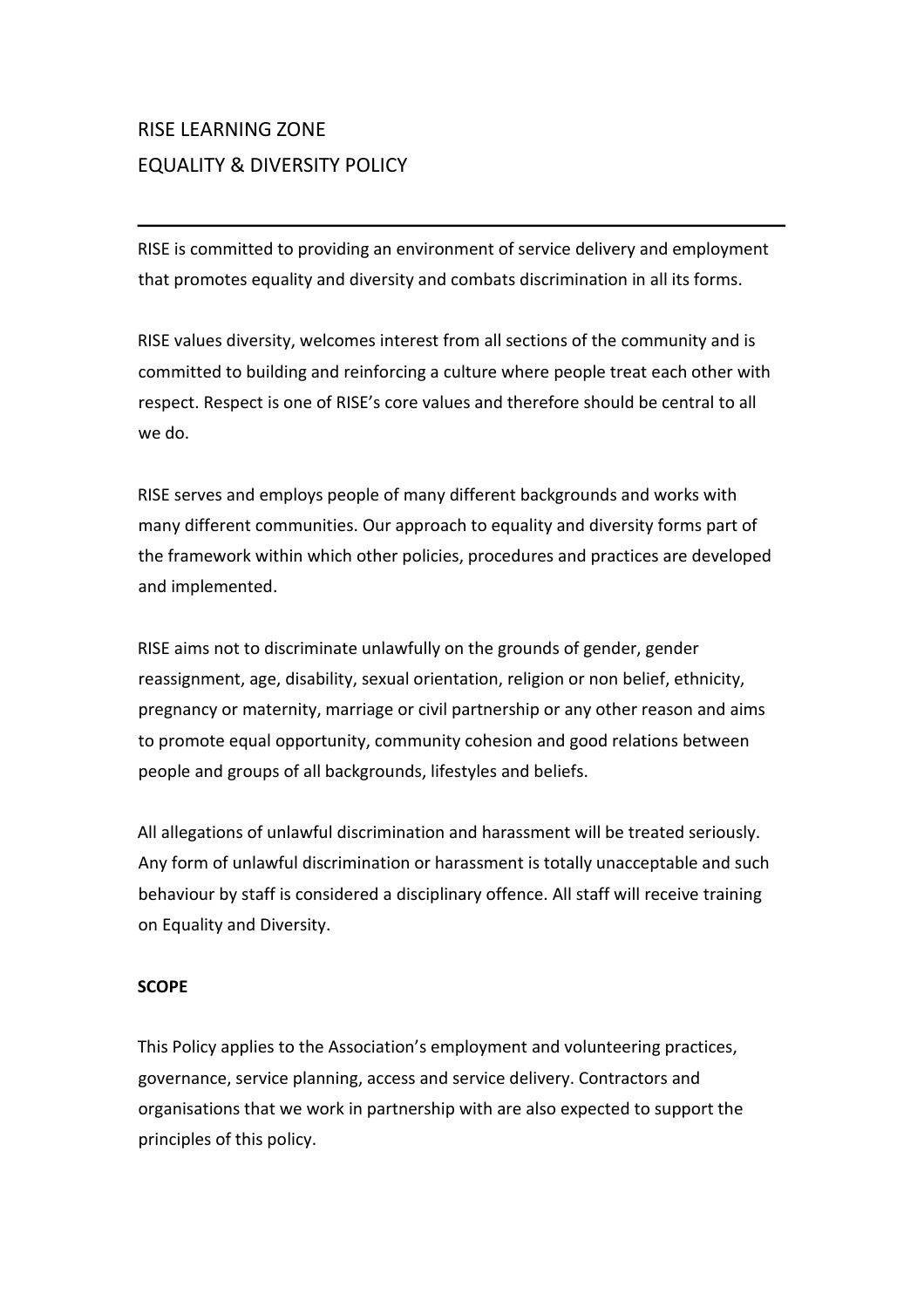# RISE LEARNING ZONE

# EQUALITY & DIVERSITY POLICY

---

RISE is committed to providing an environment of service delivery and employment that promotes equality and diversity and combats discrimination in all its forms.

RISE values diversity, welcomes interest from all sections of the community and is committed to building and reinforcing a culture where people treat each other with respect. Respect is one of RISE's core values and therefore should be central to all we do.

RISE serves and employs people of many different backgrounds and works with many different communities. Our approach to equality and diversity forms part of the framework within which other policies, procedures and practices are developed and implemented.

RISE aims not to discriminate unlawfully on the grounds of gender, gender reassignment, age, disability, sexual orientation, religion or non belief, ethnicity, pregnancy or maternity, marriage or civil partnership or any other reason and aims to promote equal opportunity, community cohesion and good relations between people and groups of all backgrounds, lifestyles and beliefs.

All allegations of unlawful discrimination and harassment will be treated seriously. Any form of unlawful discrimination or harassment is totally unacceptable and such behaviour by staff is considered a disciplinary offence. All staff will receive training on Equality and Diversity.

**SCOPE**

This Policy applies to the Association's employment and volunteering practices, governance, service planning, access and service delivery. Contractors and organisations that we work in partnership with are also expected to support the principles of this policy.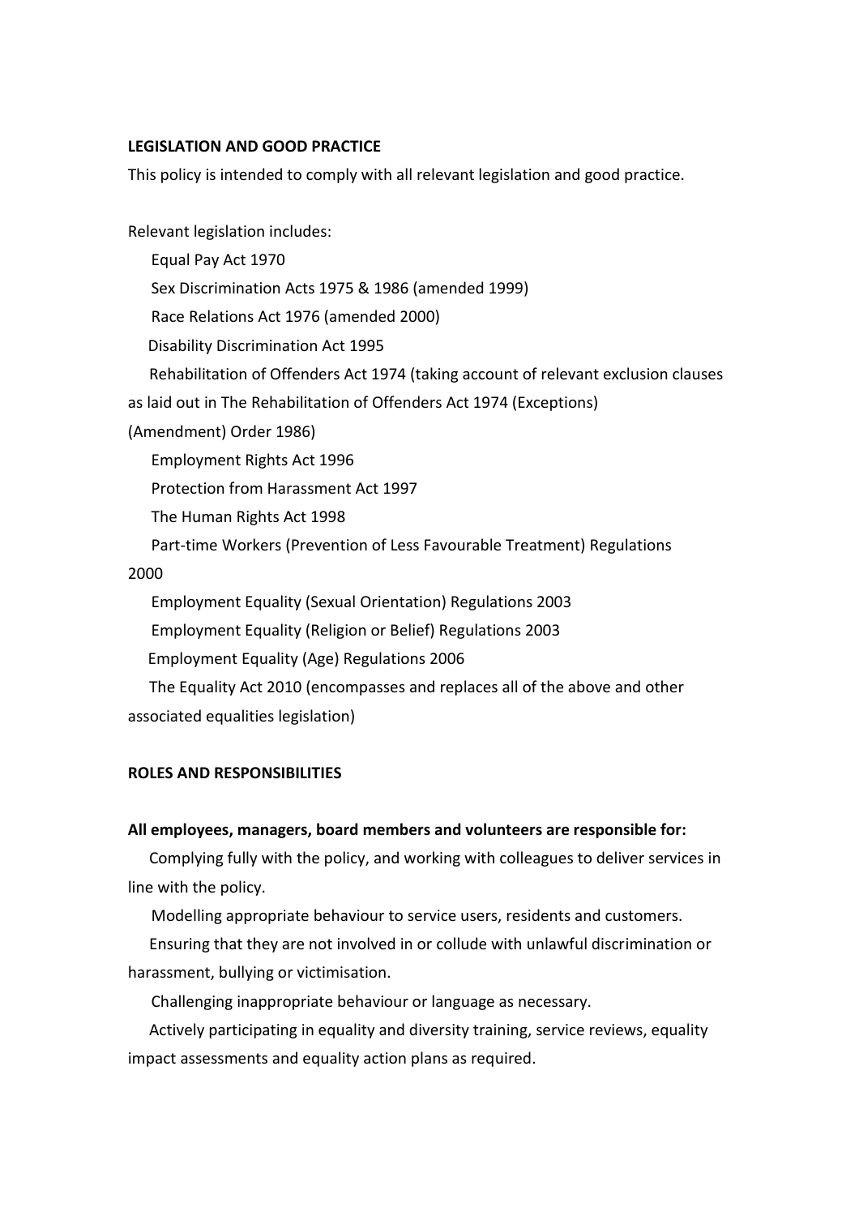**LEGISLATION AND GOOD PRACTICE**

This policy is intended to comply with all relevant legislation and good practice.

Relevant legislation includes:

- Equal Pay Act 1970
- Sex Discrimination Acts 1975 & 1986 (amended 1999)
- Race Relations Act 1976 (amended 2000)
- Disability Discrimination Act 1995
- Rehabilitation of Offenders Act 1974 (taking account of relevant exclusion clauses as laid out in The Rehabilitation of Offenders Act 1974 (Exceptions) (Amendment) Order 1986)
- Employment Rights Act 1996
- Protection from Harassment Act 1997
- The Human Rights Act 1998
- Part-time Workers (Prevention of Less Favourable Treatment) Regulations 2000
- Employment Equality (Sexual Orientation) Regulations 2003
- Employment Equality (Religion or Belief) Regulations 2003
- Employment Equality (Age) Regulations 2006
- The Equality Act 2010 (encompasses and replaces all of the above and other associated equalities legislation)

**ROLES AND RESPONSIBILITIES**

**All employees, managers, board members and volunteers are responsible for:**

- Complying fully with the policy, and working with colleagues to deliver services in line with the policy.
- Modelling appropriate behaviour to service users, residents and customers.
- Ensuring that they are not involved in or collude with unlawful discrimination or harassment, bullying or victimisation.
- Challenging inappropriate behaviour or language as necessary.
- Actively participating in equality and diversity training, service reviews, equality impact assessments and equality action plans as required.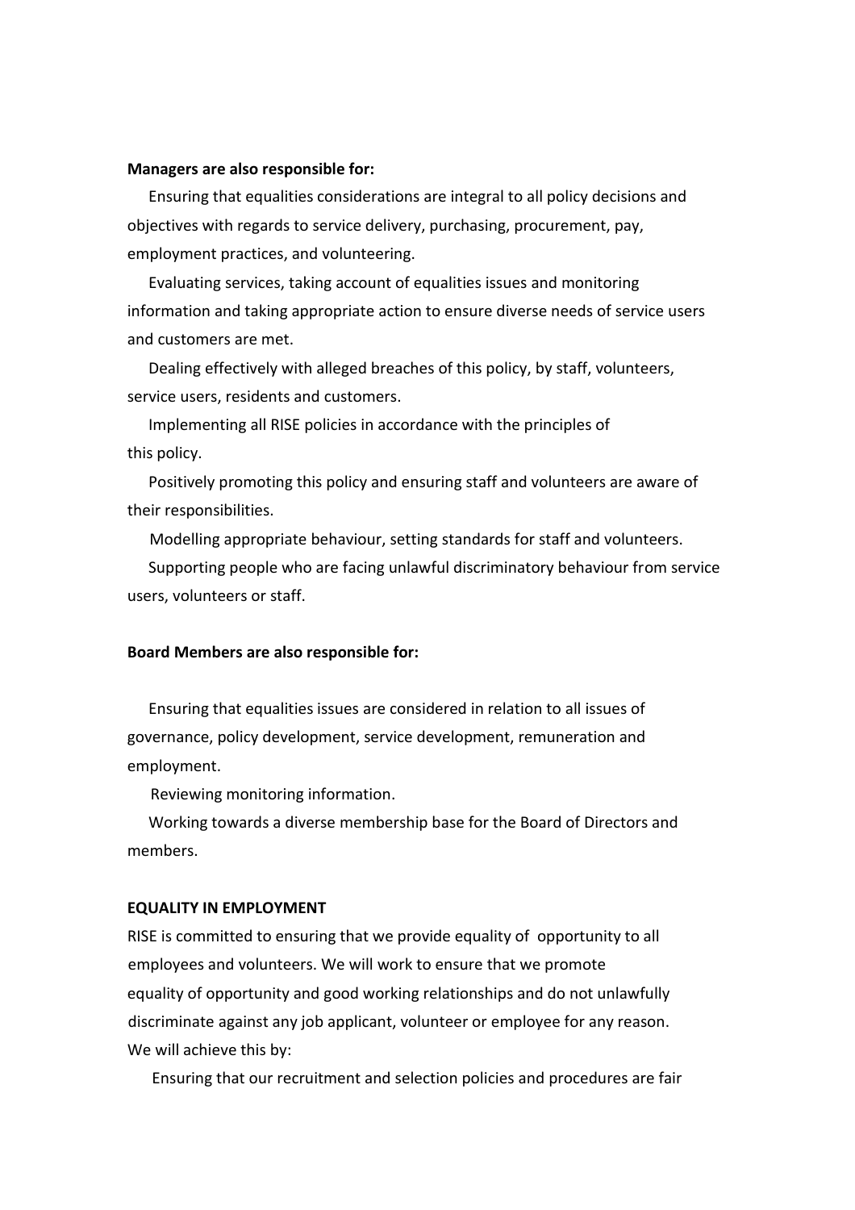**Managers are also responsible for:**

- Ensuring that equalities considerations are integral to all policy decisions and objectives with regards to service delivery, purchasing, procurement, pay, employment practices, and volunteering.
- Evaluating services, taking account of equalities issues and monitoring information and taking appropriate action to ensure diverse needs of service users and customers are met.
- Dealing effectively with alleged breaches of this policy, by staff, volunteers, service users, residents and customers.
- Implementing all RISE policies in accordance with the principles of this policy.
- Positively promoting this policy and ensuring staff and volunteers are aware of their responsibilities.
- Modelling appropriate behaviour, setting standards for staff and volunteers.
- Supporting people who are facing unlawful discriminatory behaviour from service users, volunteers or staff.

**Board Members are also responsible for:**

- Ensuring that equalities issues are considered in relation to all issues of governance, policy development, service development, remuneration and employment.
- Reviewing monitoring information.
- Working towards a diverse membership base for the Board of Directors and members.

**EQUALITY IN EMPLOYMENT**

RISE is committed to ensuring that we provide equality of opportunity to all employees and volunteers. We will work to ensure that we promote equality of opportunity and good working relationships and do not unlawfully discriminate against any job applicant, volunteer or employee for any reason. We will achieve this by:

- Ensuring that our recruitment and selection policies and procedures are fair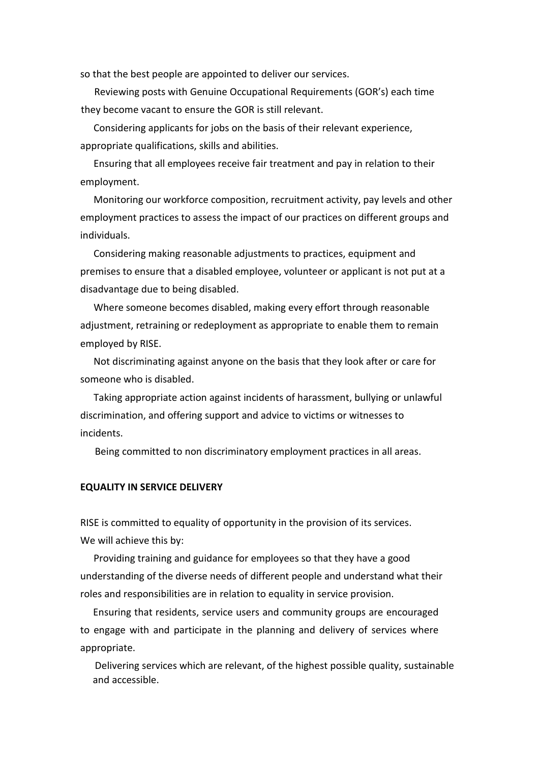so that the best people are appointed to deliver our services.

Reviewing posts with Genuine Occupational Requirements (GOR's) each time they become vacant to ensure the GOR is still relevant.

Considering applicants for jobs on the basis of their relevant experience, appropriate qualifications, skills and abilities.

Ensuring that all employees receive fair treatment and pay in relation to their employment.

Monitoring our workforce composition, recruitment activity, pay levels and other employment practices to assess the impact of our practices on different groups and individuals.

Considering making reasonable adjustments to practices, equipment and premises to ensure that a disabled employee, volunteer or applicant is not put at a disadvantage due to being disabled.

Where someone becomes disabled, making every effort through reasonable adjustment, retraining or redeployment as appropriate to enable them to remain employed by RISE.

Not discriminating against anyone on the basis that they look after or care for someone who is disabled.

Taking appropriate action against incidents of harassment, bullying or unlawful discrimination, and offering support and advice to victims or witnesses to incidents.

Being committed to non discriminatory employment practices in all areas.

**EQUALITY IN SERVICE DELIVERY**

RISE is committed to equality of opportunity in the provision of its services.
We will achieve this by:

Providing training and guidance for employees so that they have a good understanding of the diverse needs of different people and understand what their roles and responsibilities are in relation to equality in service provision.

Ensuring that residents, service users and community groups are encouraged to engage with and participate in the planning and delivery of services where appropriate.

Delivering services which are relevant, of the highest possible quality, sustainable and accessible.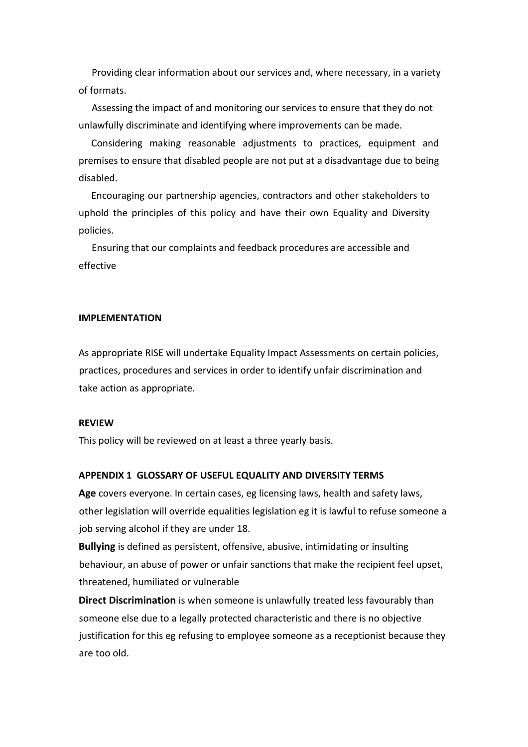Providing clear information about our services and, where necessary, in a variety of formats.

Assessing the impact of and monitoring our services to ensure that they do not unlawfully discriminate and identifying where improvements can be made.

Considering making reasonable adjustments to practices, equipment and premises to ensure that disabled people are not put at a disadvantage due to being disabled.

Encouraging our partnership agencies, contractors and other stakeholders to uphold the principles of this policy and have their own Equality and Diversity policies.

Ensuring that our complaints and feedback procedures are accessible and effective

**IMPLEMENTATION**

As appropriate RISE will undertake Equality Impact Assessments on certain policies, practices, procedures and services in order to identify unfair discrimination and take action as appropriate.

**REVIEW**

This policy will be reviewed on at least a three yearly basis.

**APPENDIX 1 GLOSSARY OF USEFUL EQUALITY AND DIVERSITY TERMS**

**Age** covers everyone. In certain cases, eg licensing laws, health and safety laws, other legislation will override equalities legislation eg it is lawful to refuse someone a job serving alcohol if they are under 18.

**Bullying** is defined as persistent, offensive, abusive, intimidating or insulting behaviour, an abuse of power or unfair sanctions that make the recipient feel upset, threatened, humiliated or vulnerable

**Direct Discrimination** is when someone is unlawfully treated less favourably than someone else due to a legally protected characteristic and there is no objective justification for this eg refusing to employee someone as a receptionist because they are too old.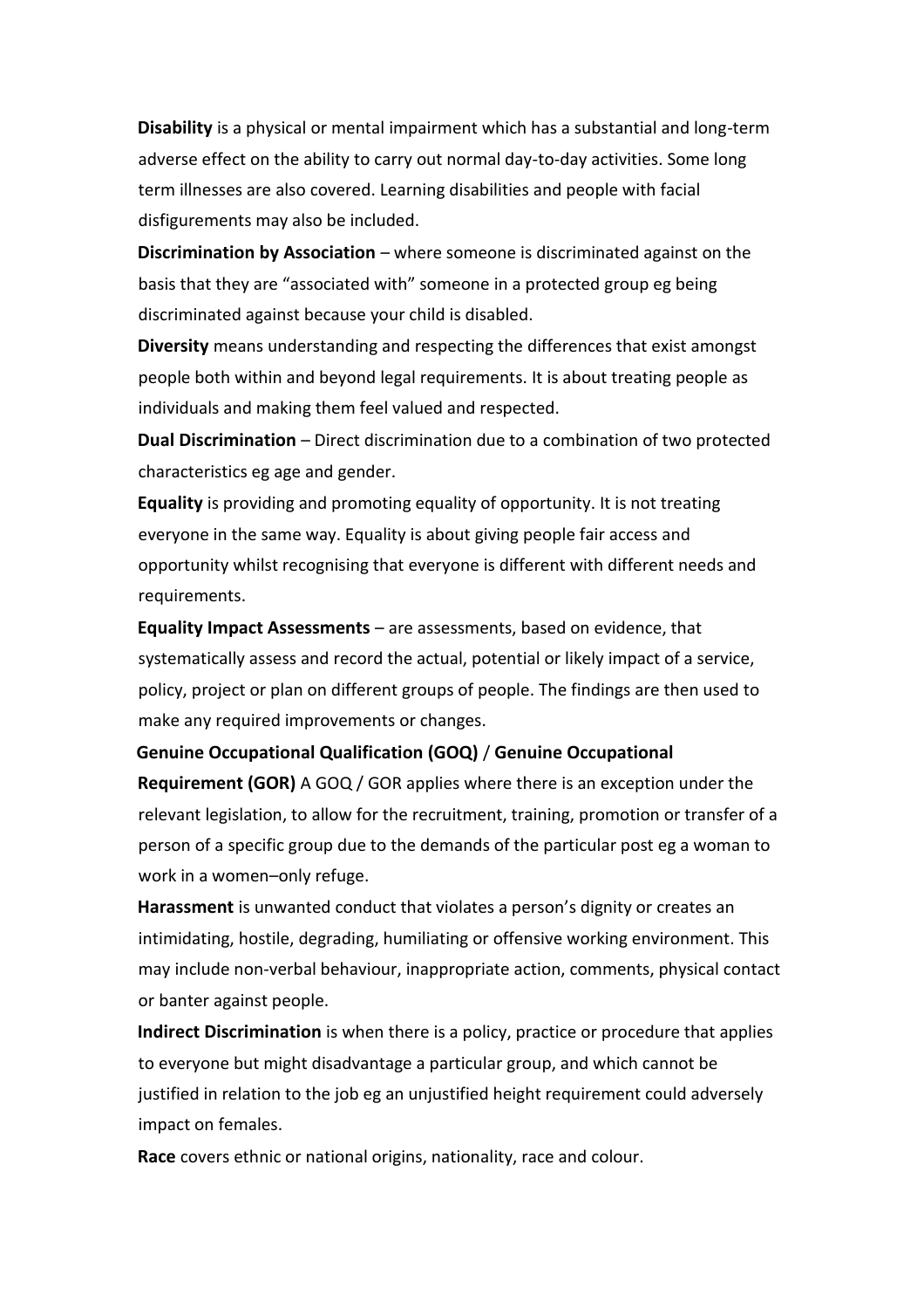**Disability** is a physical or mental impairment which has a substantial and long-term adverse effect on the ability to carry out normal day-to-day activities. Some long term illnesses are also covered. Learning disabilities and people with facial disfigurements may also be included.

**Discrimination by Association** – where someone is discriminated against on the basis that they are "associated with" someone in a protected group eg being discriminated against because your child is disabled.

**Diversity** means understanding and respecting the differences that exist amongst people both within and beyond legal requirements. It is about treating people as individuals and making them feel valued and respected.

**Dual Discrimination** – Direct discrimination due to a combination of two protected characteristics eg age and gender.

**Equality** is providing and promoting equality of opportunity. It is not treating everyone in the same way. Equality is about giving people fair access and opportunity whilst recognising that everyone is different with different needs and requirements.

**Equality Impact Assessments** – are assessments, based on evidence, that systematically assess and record the actual, potential or likely impact of a service, policy, project or plan on different groups of people. The findings are then used to make any required improvements or changes.

**Genuine Occupational Qualification (GOQ)** / **Genuine Occupational Requirement (GOR)** A GOQ / GOR applies where there is an exception under the relevant legislation, to allow for the recruitment, training, promotion or transfer of a person of a specific group due to the demands of the particular post eg a woman to work in a women–only refuge.

**Harassment** is unwanted conduct that violates a person's dignity or creates an intimidating, hostile, degrading, humiliating or offensive working environment. This may include non-verbal behaviour, inappropriate action, comments, physical contact or banter against people.

**Indirect Discrimination** is when there is a policy, practice or procedure that applies to everyone but might disadvantage a particular group, and which cannot be justified in relation to the job eg an unjustified height requirement could adversely impact on females.

**Race** covers ethnic or national origins, nationality, race and colour.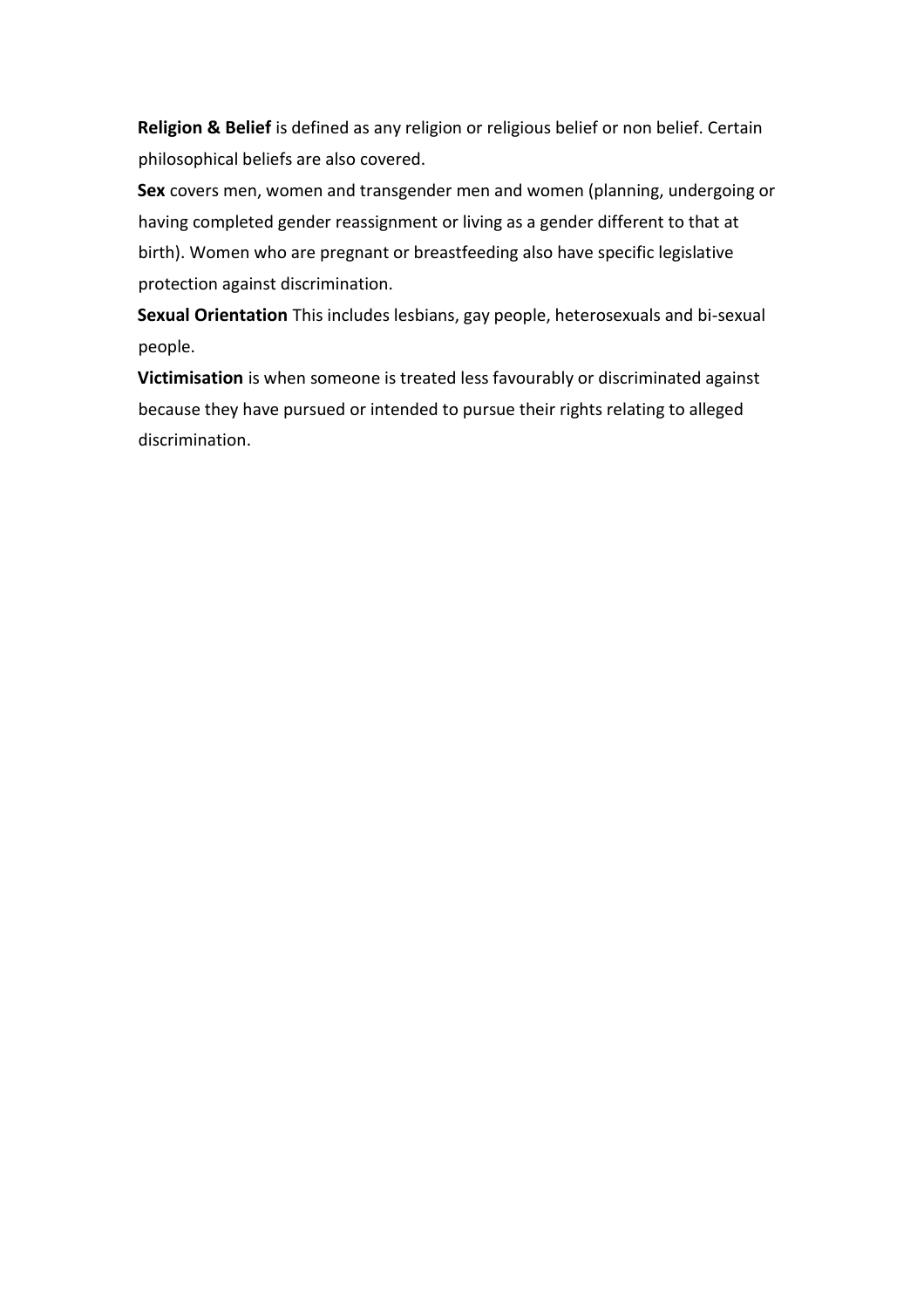**Religion & Belief** is defined as any religion or religious belief or non belief. Certain philosophical beliefs are also covered.

**Sex** covers men, women and transgender men and women (planning, undergoing or having completed gender reassignment or living as a gender different to that at birth). Women who are pregnant or breastfeeding also have specific legislative protection against discrimination.

**Sexual Orientation** This includes lesbians, gay people, heterosexuals and bi-sexual people.

**Victimisation** is when someone is treated less favourably or discriminated against because they have pursued or intended to pursue their rights relating to alleged discrimination.